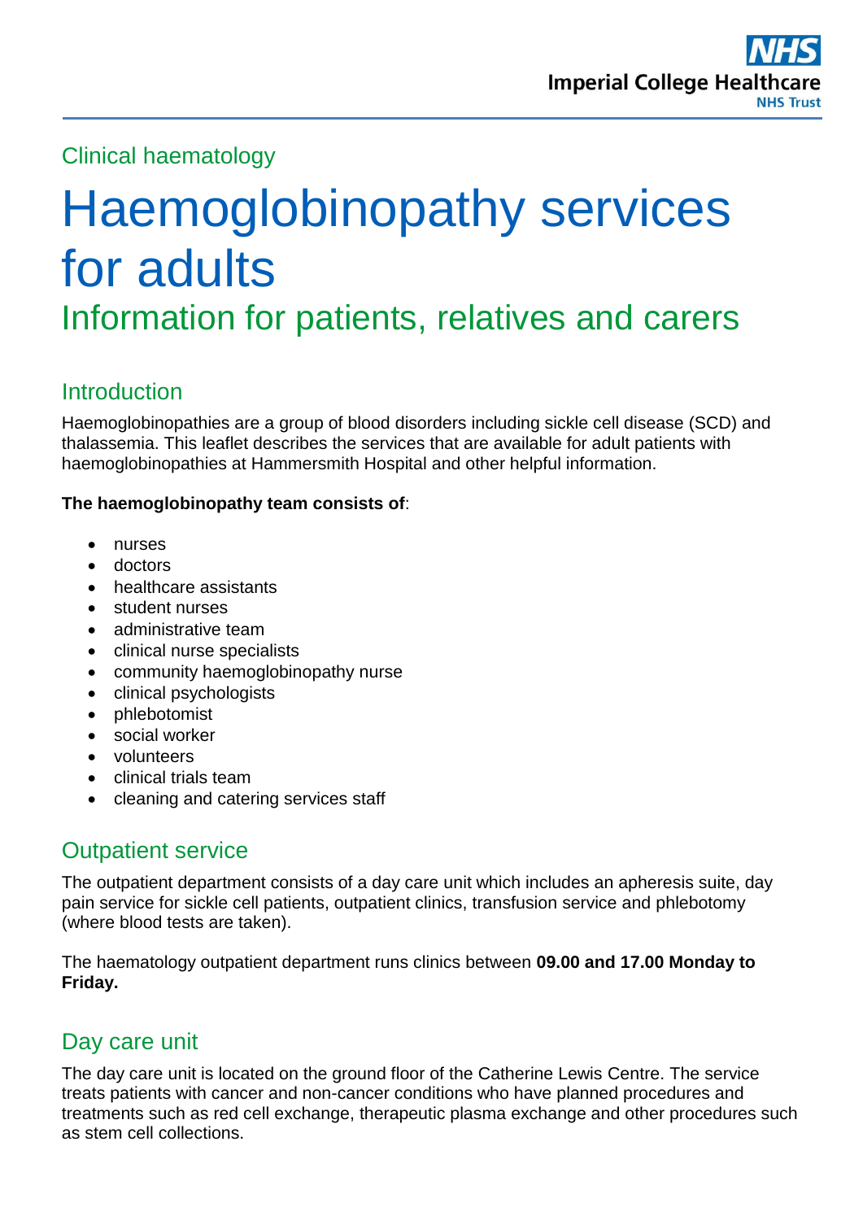Clinical haematology

# Haemoglobinopathy services for adults

## Information for patients, relatives and carers

## Introduction

Haemoglobinopathies are a group of blood disorders including sickle cell disease (SCD) and thalassemia. This leaflet describes the services that are available for adult patients with haemoglobinopathies at Hammersmith Hospital and other helpful information.

**The haemoglobinopathy team consists of**:

- nurses
- doctors
- healthcare assistants
- student nurses
- administrative team
- clinical nurse specialists
- community haemoglobinopathy nurse
- clinical psychologists
- phlebotomist
- social worker
- volunteers
- clinical trials team
- cleaning and catering services staff

## Outpatient service

The outpatient department consists of a day care unit which includes an apheresis suite, day pain service for sickle cell patients, outpatient clinics, transfusion service and phlebotomy (where blood tests are taken).

The haematology outpatient department runs clinics between **09.00 and 17.00 Monday to Friday.**

## Day care unit

The day care unit is located on the ground floor of the Catherine Lewis Centre. The service treats patients with cancer and non-cancer conditions who have planned procedures and treatments such as red cell exchange, therapeutic plasma exchange and other procedures such as stem cell collections.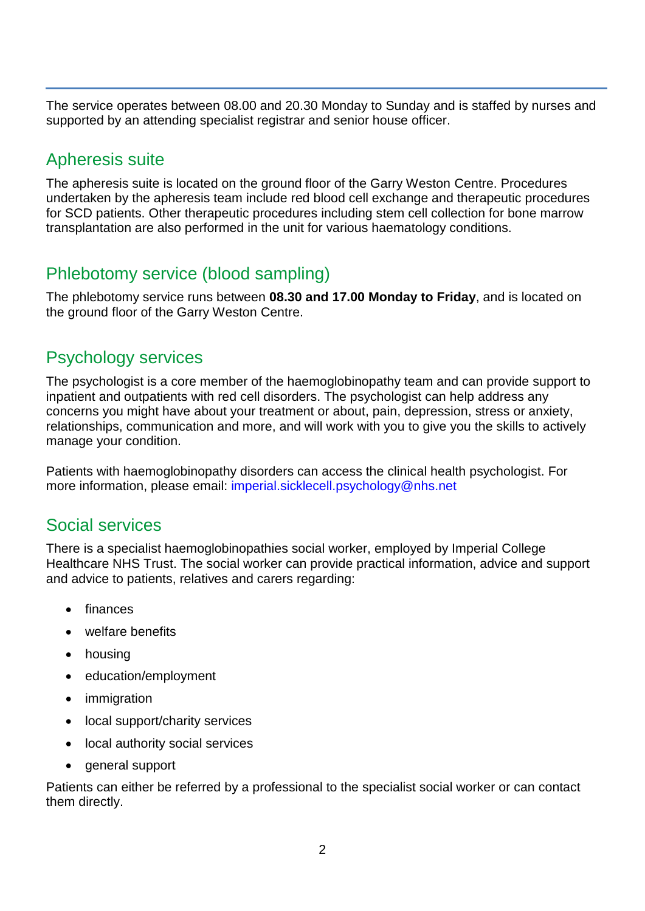The service operates between 08.00 and 20.30 Monday to Sunday and is staffed by nurses and supported by an attending specialist registrar and senior house officer.

## Apheresis suite

The apheresis suite is located on the ground floor of the Garry Weston Centre. Procedures undertaken by the apheresis team include red blood cell exchange and therapeutic procedures for SCD patients. Other therapeutic procedures including stem cell collection for bone marrow transplantation are also performed in the unit for various haematology conditions.

## Phlebotomy service (blood sampling)

The phlebotomy service runs between **08.30 and 17.00 Monday to Friday**, and is located on the ground floor of the Garry Weston Centre.

## Psychology services

The psychologist is a core member of the haemoglobinopathy team and can provide support to inpatient and outpatients with red cell disorders. The psychologist can help address any concerns you might have about your treatment or about, pain, depression, stress or anxiety, relationships, communication and more, and will work with you to give you the skills to actively manage your condition.

Patients with haemoglobinopathy disorders can access the clinical health psychologist. For more information, please email: imperial.sicklecell.psychology@nhs.net

## Social services

There is a specialist haemoglobinopathies social worker, employed by Imperial College Healthcare NHS Trust. The social worker can provide practical information, advice and support and advice to patients, relatives and carers regarding:

- finances
- welfare benefits
- housing
- education/employment
- immigration
- local support/charity services
- local authority social services
- general support

Patients can either be referred by a professional to the specialist social worker or can contact them directly.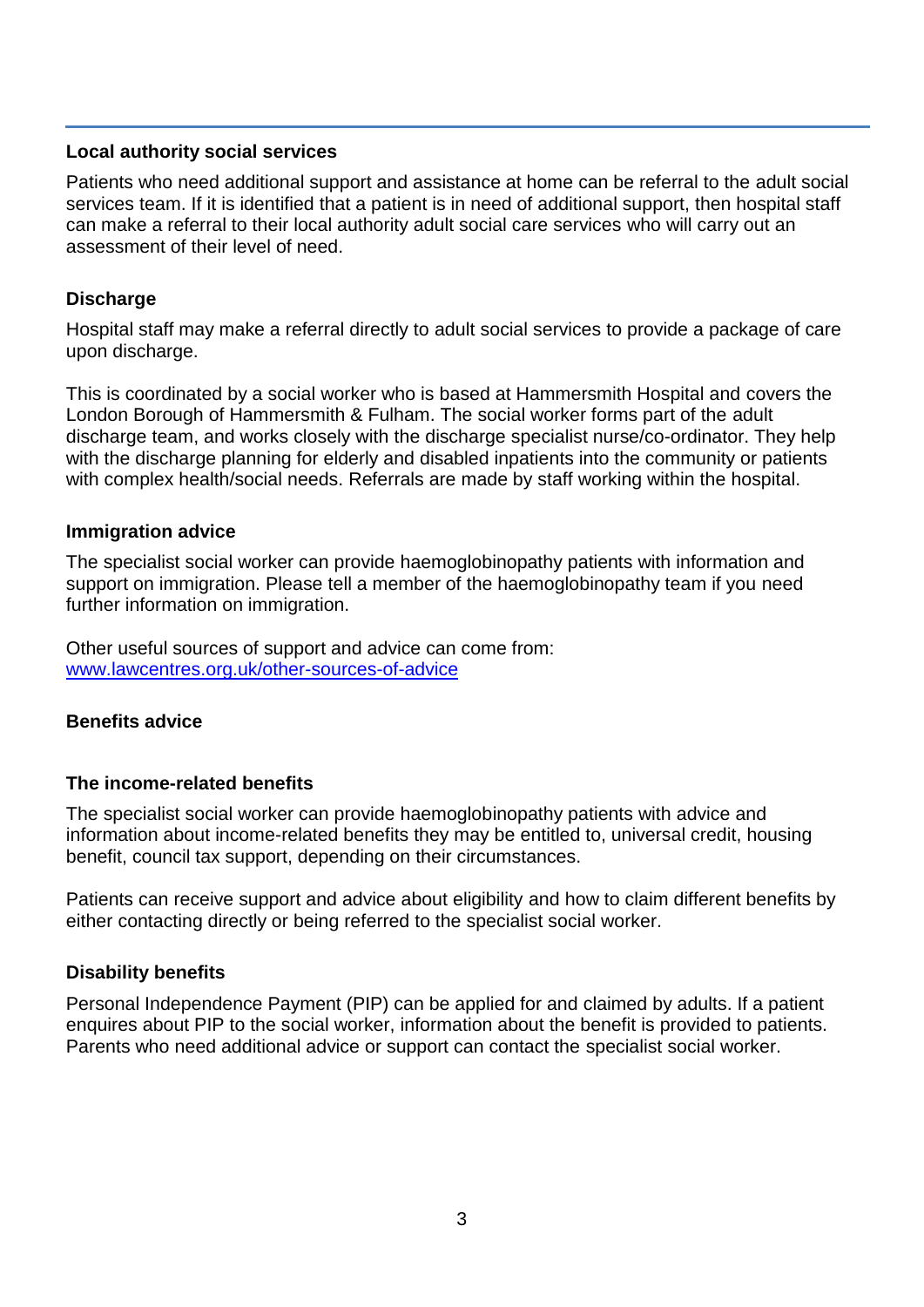**Local authority social services**

Patients who need additional support and assistance at home can be referral to the adult social services team. If it is identified that a patient is in need of additional support, then hospital staff can make a referral to their local authority adult social care services who will carry out an assessment of their level of need.

**Discharge**

Hospital staff may make a referral directly to adult social services to provide a package of care upon discharge.

This is coordinated by a social worker who is based at Hammersmith Hospital and covers the London Borough of Hammersmith & Fulham. The social worker forms part of the adult discharge team, and works closely with the discharge specialist nurse/co-ordinator. They help with the discharge planning for elderly and disabled inpatients into the community or patients with complex health/social needs. Referrals are made by staff working within the hospital.

**Immigration advice**

The specialist social worker can provide haemoglobinopathy patients with information and support on immigration. Please tell a member of the haemoglobinopathy team if you need further information on immigration.

Other useful sources of support and advice can come from: [www.lawcentres.org.uk/other-sources-of-advice](www.lawcentres.org.uk/other-sources-of-advice)

**Benefits advice**

**The income-related benefits**

The specialist social worker can provide haemoglobinopathy patients with advice and information about income-related benefits they may be entitled to, universal credit, housing benefit, council tax support, depending on their circumstances.

Patients can receive support and advice about eligibility and how to claim different benefits by either contacting directly or being referred to the specialist social worker.

**Disability benefits**

Personal Independence Payment (PIP) can be applied for and claimed by adults. If a patient enquires about PIP to the social worker, information about the benefit is provided to patients. Parents who need additional advice or support can contact the specialist social worker.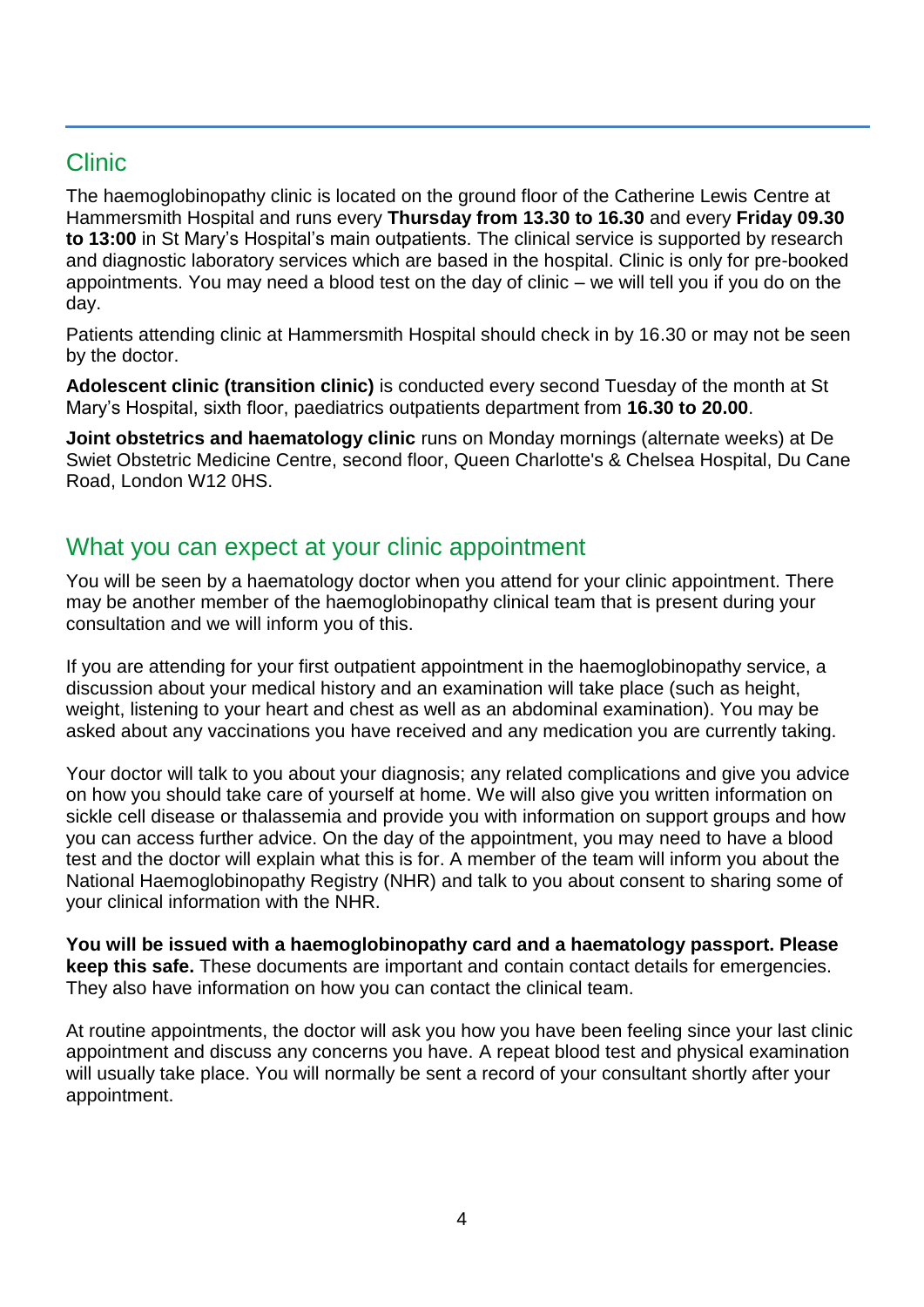## Clinic

The haemoglobinopathy clinic is located on the ground floor of the Catherine Lewis Centre at Hammersmith Hospital and runs every **Thursday from 13.30 to 16.30** and every **Friday 09.30 to 13:00** in St Mary's Hospital's main outpatients. The clinical service is supported by research and diagnostic laboratory services which are based in the hospital. Clinic is only for pre-booked appointments. You may need a blood test on the day of clinic – we will tell you if you do on the day.

Patients attending clinic at Hammersmith Hospital should check in by 16.30 or may not be seen by the doctor.

**Adolescent clinic (transition clinic)** is conducted every second Tuesday of the month at St Mary's Hospital, sixth floor, paediatrics outpatients department from **16.30 to 20.00**.

**Joint obstetrics and haematology clinic** runs on Monday mornings (alternate weeks) at De Swiet Obstetric Medicine Centre, second floor, Queen Charlotte's & Chelsea Hospital, Du Cane Road, London W12 0HS.

## What you can expect at your clinic appointment

You will be seen by a haematology doctor when you attend for your clinic appointment. There may be another member of the haemoglobinopathy clinical team that is present during your consultation and we will inform you of this.

If you are attending for your first outpatient appointment in the haemoglobinopathy service, a discussion about your medical history and an examination will take place (such as height, weight, listening to your heart and chest as well as an abdominal examination). You may be asked about any vaccinations you have received and any medication you are currently taking.

Your doctor will talk to you about your diagnosis; any related complications and give you advice on how you should take care of yourself at home. We will also give you written information on sickle cell disease or thalassemia and provide you with information on support groups and how you can access further advice. On the day of the appointment, you may need to have a blood test and the doctor will explain what this is for. A member of the team will inform you about the National Haemoglobinopathy Registry (NHR) and talk to you about consent to sharing some of your clinical information with the NHR.

**You will be issued with a haemoglobinopathy card and a haematology passport. Please keep this safe.** These documents are important and contain contact details for emergencies. They also have information on how you can contact the clinical team.

At routine appointments, the doctor will ask you how you have been feeling since your last clinic appointment and discuss any concerns you have. A repeat blood test and physical examination will usually take place. You will normally be sent a record of your consultant shortly after your appointment.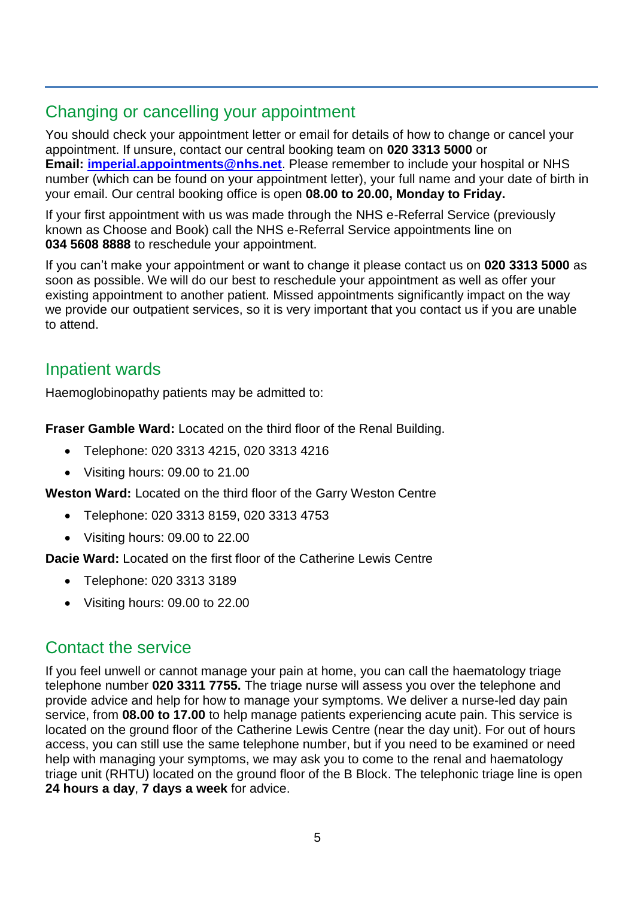## Changing or cancelling your appointment

You should check your appointment letter or email for details of how to change or cancel your appointment. If unsure, contact our central booking team on **020 3313 5000** or **Email: imperial.appointments@nhs.net**. Please remember to include your hospital or NHS number (which can be found on your appointment letter), your full name and your date of birth in your email. Our central booking office is open **08.00 to 20.00, Monday to Friday.**

If your first appointment with us was made through the NHS e-Referral Service (previously known as Choose and Book) call the NHS e-Referral Service appointments line on **034 5608 8888** to reschedule your appointment.

If you can't make your appointment or want to change it please contact us on **020 3313 5000** as soon as possible. We will do our best to reschedule your appointment as well as offer your existing appointment to another patient. Missed appointments significantly impact on the way we provide our outpatient services, so it is very important that you contact us if you are unable to attend.

## Inpatient wards

Haemoglobinopathy patients may be admitted to:

**Fraser Gamble Ward:** Located on the third floor of the Renal Building.

- Telephone: 020 3313 4215, 020 3313 4216
- Visiting hours: 09.00 to 21.00

**Weston Ward:** Located on the third floor of the Garry Weston Centre

- Telephone: 020 3313 8159, 020 3313 4753
- Visiting hours: 09.00 to 22.00

**Dacie Ward:** Located on the first floor of the Catherine Lewis Centre

- Telephone: 020 3313 3189
- Visiting hours: 09.00 to 22.00

## Contact the service

If you feel unwell or cannot manage your pain at home, you can call the haematology triage telephone number **020 3311 7755.** The triage nurse will assess you over the telephone and provide advice and help for how to manage your symptoms. We deliver a nurse-led day pain service, from **08.00 to 17.00** to help manage patients experiencing acute pain. This service is located on the ground floor of the Catherine Lewis Centre (near the day unit). For out of hours access, you can still use the same telephone number, but if you need to be examined or need help with managing your symptoms, we may ask you to come to the renal and haematology triage unit (RHTU) located on the ground floor of the B Block. The telephonic triage line is open **24 hours a day**, **7 days a week** for advice.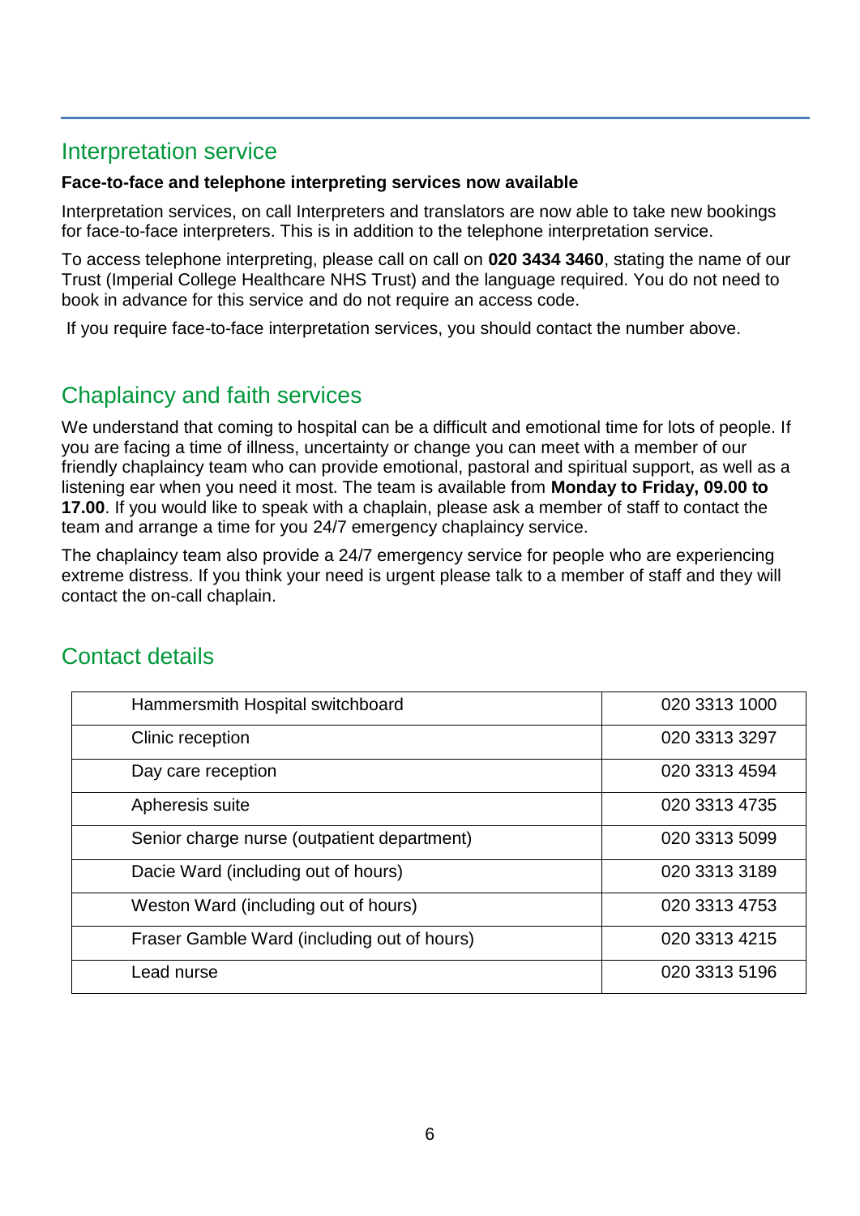## Interpretation service

**Face-to-face and telephone interpreting services now available**

Interpretation services, on call Interpreters and translators are now able to take new bookings for face-to-face interpreters. This is in addition to the telephone interpretation service.

To access telephone interpreting, please call on call on **020 3434 3460**, stating the name of our Trust (Imperial College Healthcare NHS Trust) and the language required. You do not need to book in advance for this service and do not require an access code.

If you require face-to-face interpretation services, you should contact the number above.

## Chaplaincy and faith services

We understand that coming to hospital can be a difficult and emotional time for lots of people. If you are facing a time of illness, uncertainty or change you can meet with a member of our friendly chaplaincy team who can provide emotional, pastoral and spiritual support, as well as a listening ear when you need it most. The team is available from **Monday to Friday, 09.00 to 17.00**. If you would like to speak with a chaplain, please ask a member of staff to contact the team and arrange a time for you 24/7 emergency chaplaincy service.

The chaplaincy team also provide a 24/7 emergency service for people who are experiencing extreme distress. If you think your need is urgent please talk to a member of staff and they will contact the on-call chaplain.

## Contact details

| | |
|---|---|
| Hammersmith Hospital switchboard | 020 3313 1000 |
| Clinic reception | 020 3313 3297 |
| Day care reception | 020 3313 4594 |
| Apheresis suite | 020 3313 4735 |
| Senior charge nurse (outpatient department) | 020 3313 5099 |
| Dacie Ward (including out of hours) | 020 3313 3189 |
| Weston Ward (including out of hours) | 020 3313 4753 |
| Fraser Gamble Ward (including out of hours) | 020 3313 4215 |
| Lead nurse | 020 3313 5196 |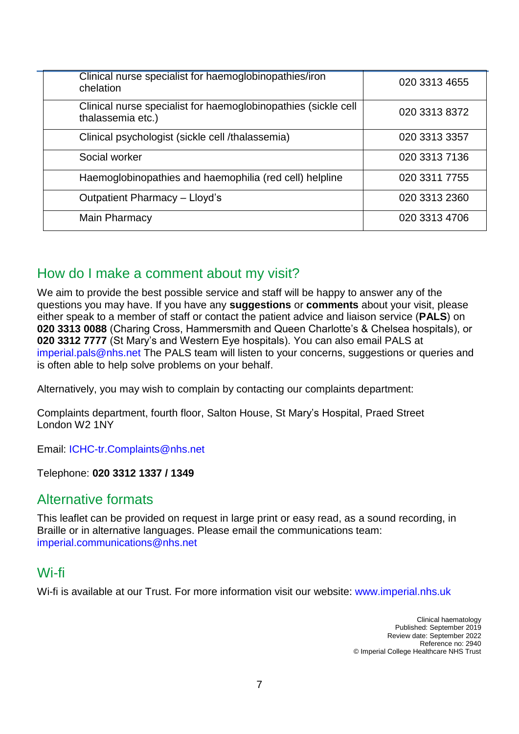| | |
|---|---|
| Clinical nurse specialist for haemoglobinopathies/iron chelation | 020 3313 4655 |
| Clinical nurse specialist for haemoglobinopathies (sickle cell thalassemia etc.) | 020 3313 8372 |
| Clinical psychologist (sickle cell /thalassemia) | 020 3313 3357 |
| Social worker | 020 3313 7136 |
| Haemoglobinopathies and haemophilia (red cell) helpline | 020 3311 7755 |
| Outpatient Pharmacy – Lloyd's | 020 3313 2360 |
| Main Pharmacy | 020 3313 4706 |

## How do I make a comment about my visit?

We aim to provide the best possible service and staff will be happy to answer any of the questions you may have. If you have any **suggestions** or **comments** about your visit, please either speak to a member of staff or contact the patient advice and liaison service (**PALS**) on **020 3313 0088** (Charing Cross, Hammersmith and Queen Charlotte's & Chelsea hospitals), or **020 3312 7777** (St Mary's and Western Eye hospitals). You can also email PALS at imperial.pals@nhs.net The PALS team will listen to your concerns, suggestions or queries and is often able to help solve problems on your behalf.

Alternatively, you may wish to complain by contacting our complaints department:

Complaints department, fourth floor, Salton House, St Mary's Hospital, Praed Street London W2 1NY

Email: ICHC-tr.Complaints@nhs.net

Telephone: **020 3312 1337 / 1349**

## Alternative formats

This leaflet can be provided on request in large print or easy read, as a sound recording, in Braille or in alternative languages. Please email the communications team: imperial.communications@nhs.net

## Wi-fi

Wi-fi is available at our Trust. For more information visit our website: www.imperial.nhs.uk

Clinical haematology
Published: September 2019
Review date: September 2022
Reference no: 2940
© Imperial College Healthcare NHS Trust